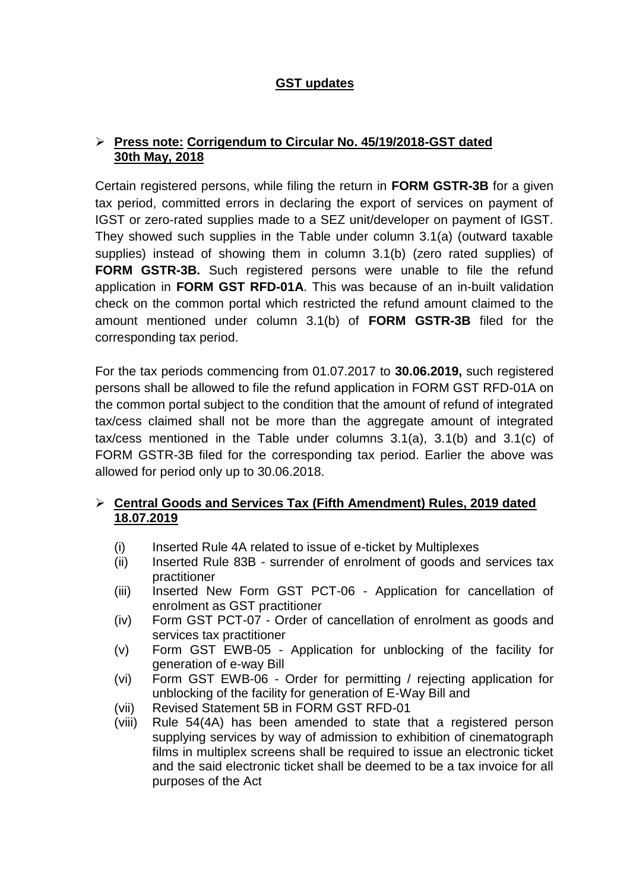# GST updates

- **Press note: Corrigendum to Circular No. 45/19/2018-GST dated 30th May, 2018**

Certain registered persons, while filing the return in **FORM GSTR-3B** for a given tax period, committed errors in declaring the export of services on payment of IGST or zero-rated supplies made to a SEZ unit/developer on payment of IGST. They showed such supplies in the Table under column 3.1(a) (outward taxable supplies) instead of showing them in column 3.1(b) (zero rated supplies) of **FORM GSTR-3B.** Such registered persons were unable to file the refund application in **FORM GST RFD-01A**. This was because of an in-built validation check on the common portal which restricted the refund amount claimed to the amount mentioned under column 3.1(b) of **FORM GSTR-3B** filed for the corresponding tax period.

For the tax periods commencing from 01.07.2017 to **30.06.2019,** such registered persons shall be allowed to file the refund application in FORM GST RFD-01A on the common portal subject to the condition that the amount of refund of integrated tax/cess claimed shall not be more than the aggregate amount of integrated tax/cess mentioned in the Table under columns 3.1(a), 3.1(b) and 3.1(c) of FORM GSTR-3B filed for the corresponding tax period. Earlier the above was allowed for period only up to 30.06.2018.

- **Central Goods and Services Tax (Fifth Amendment) Rules, 2019 dated 18.07.2019**

  (i) Inserted Rule 4A related to issue of e-ticket by Multiplexes
  (ii) Inserted Rule 83B - surrender of enrolment of goods and services tax practitioner
  (iii) Inserted New Form GST PCT-06 - Application for cancellation of enrolment as GST practitioner
  (iv) Form GST PCT-07 - Order of cancellation of enrolment as goods and services tax practitioner
  (v) Form GST EWB-05 - Application for unblocking of the facility for generation of e-way Bill
  (vi) Form GST EWB-06 - Order for permitting / rejecting application for unblocking of the facility for generation of E-Way Bill and
  (vii) Revised Statement 5B in FORM GST RFD-01
  (viii) Rule 54(4A) has been amended to state that a registered person supplying services by way of admission to exhibition of cinematograph films in multiplex screens shall be required to issue an electronic ticket and the said electronic ticket shall be deemed to be a tax invoice for all purposes of the Act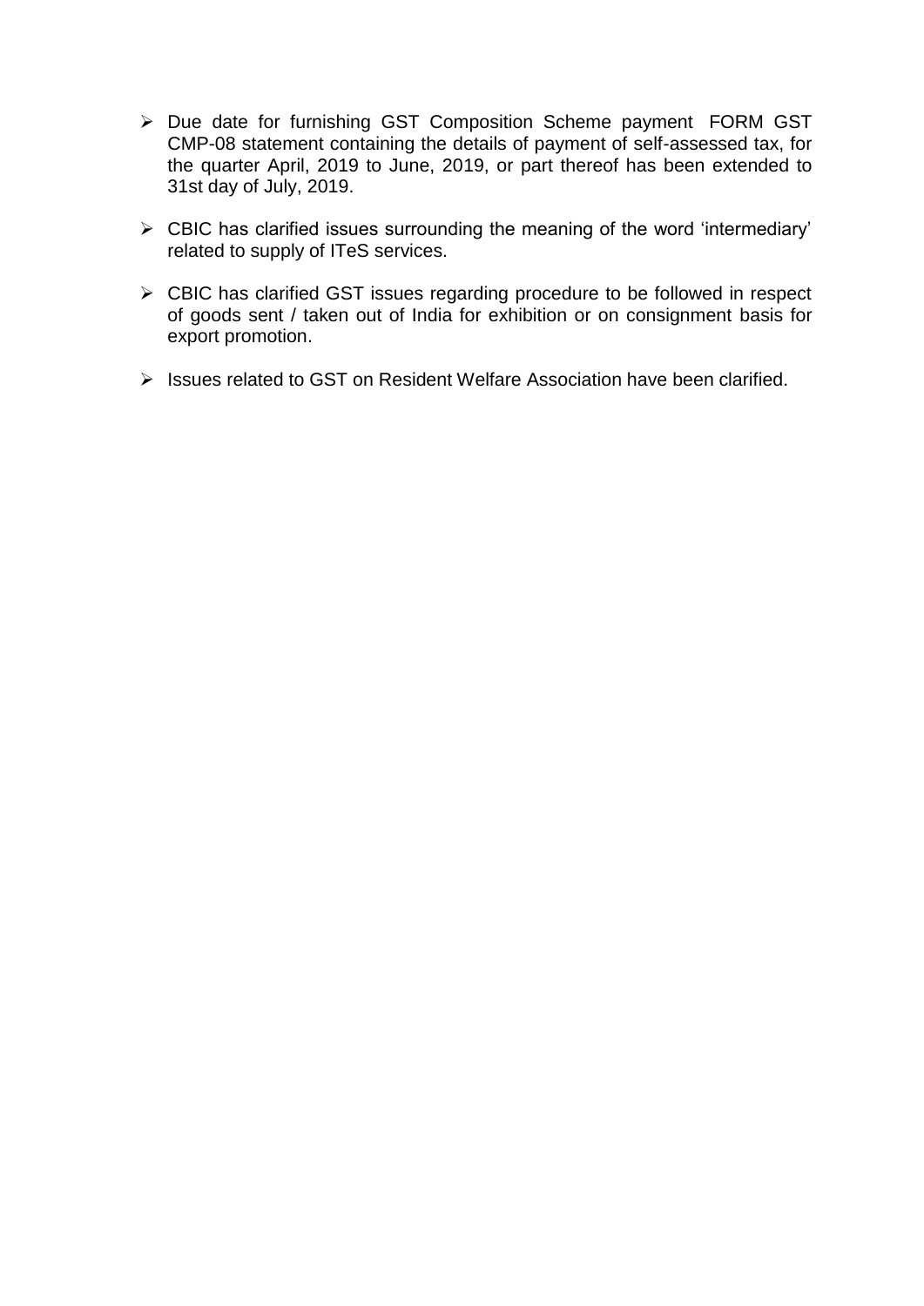- Due date for furnishing GST Composition Scheme payment FORM GST CMP-08 statement containing the details of payment of self-assessed tax, for the quarter April, 2019 to June, 2019, or part thereof has been extended to 31st day of July, 2019.
- CBIC has clarified issues surrounding the meaning of the word 'intermediary' related to supply of ITeS services.
- CBIC has clarified GST issues regarding procedure to be followed in respect of goods sent / taken out of India for exhibition or on consignment basis for export promotion.
- Issues related to GST on Resident Welfare Association have been clarified.